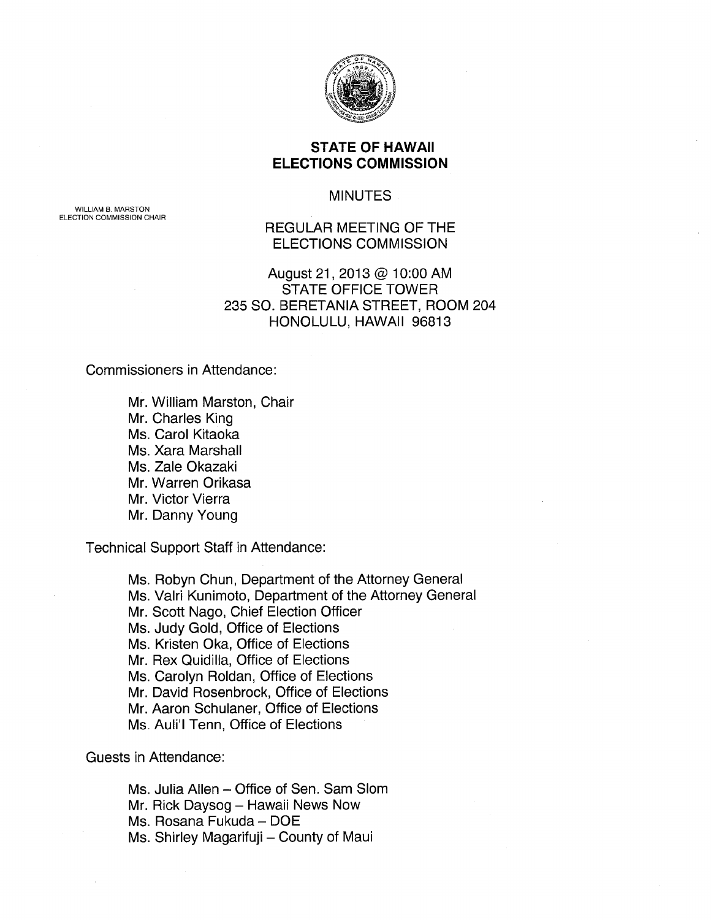# STATE OF HAWAII
# ELECTIONS COMMISSION

WILLIAM B. MARSTON
ELECTION COMMISSION CHAIR

MINUTES

REGULAR MEETING OF THE
ELECTIONS COMMISSION

August 21, 2013 @ 10:00 AM
STATE OFFICE TOWER
235 SO. BERETANIA STREET, ROOM 204
HONOLULU, HAWAII 96813

Commissioners in Attendance:

- Mr. William Marston, Chair
- Mr. Charles King
- Ms. Carol Kitaoka
- Ms. Xara Marshall
- Ms. Zale Okazaki
- Mr. Warren Orikasa
- Mr. Victor Vierra
- Mr. Danny Young

Technical Support Staff in Attendance:

- Ms. Robyn Chun, Department of the Attorney General
- Ms. Valri Kunimoto, Department of the Attorney General
- Mr. Scott Nago, Chief Election Officer
- Ms. Judy Gold, Office of Elections
- Ms. Kristen Oka, Office of Elections
- Mr. Rex Quidilla, Office of Elections
- Ms. Carolyn Roldan, Office of Elections
- Mr. David Rosenbrock, Office of Elections
- Mr. Aaron Schulaner, Office of Elections
- Ms. Auli'I Tenn, Office of Elections

Guests in Attendance:

- Ms. Julia Allen – Office of Sen. Sam Slom
- Mr. Rick Daysog – Hawaii News Now
- Ms. Rosana Fukuda – DOE
- Ms. Shirley Magarifuji – County of Maui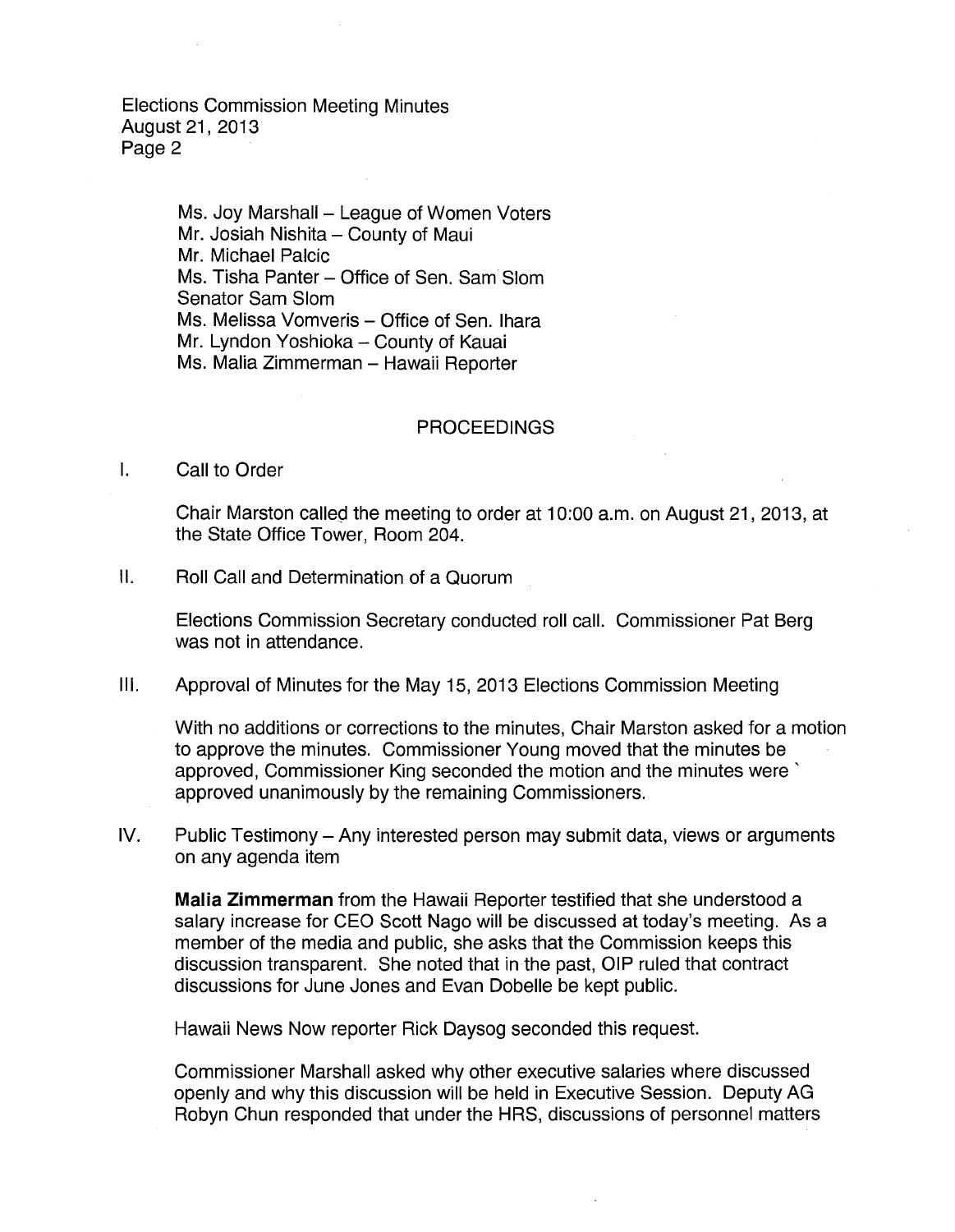Ms. Joy Marshall – League of Women Voters
Mr. Josiah Nishita – County of Maui
Mr. Michael Palcic
Ms. Tisha Panter – Office of Sen. Sam Slom
Senator Sam Slom
Ms. Melissa Vomveris – Office of Sen. Ihara
Mr. Lyndon Yoshioka – County of Kauai
Ms. Malia Zimmerman – Hawaii Reporter

## PROCEEDINGS

I. Call to Order

Chair Marston called the meeting to order at 10:00 a.m. on August 21, 2013, at the State Office Tower, Room 204.

II. Roll Call and Determination of a Quorum

Elections Commission Secretary conducted roll call. Commissioner Pat Berg was not in attendance.

III. Approval of Minutes for the May 15, 2013 Elections Commission Meeting

With no additions or corrections to the minutes, Chair Marston asked for a motion to approve the minutes. Commissioner Young moved that the minutes be approved, Commissioner King seconded the motion and the minutes were approved unanimously by the remaining Commissioners.

IV. Public Testimony – Any interested person may submit data, views or arguments on any agenda item

**Malia Zimmerman** from the Hawaii Reporter testified that she understood a salary increase for CEO Scott Nago will be discussed at today's meeting. As a member of the media and public, she asks that the Commission keeps this discussion transparent. She noted that in the past, OIP ruled that contract discussions for June Jones and Evan Dobelle be kept public.

Hawaii News Now reporter Rick Daysog seconded this request.

Commissioner Marshall asked why other executive salaries where discussed openly and why this discussion will be held in Executive Session. Deputy AG Robyn Chun responded that under the HRS, discussions of personnel matters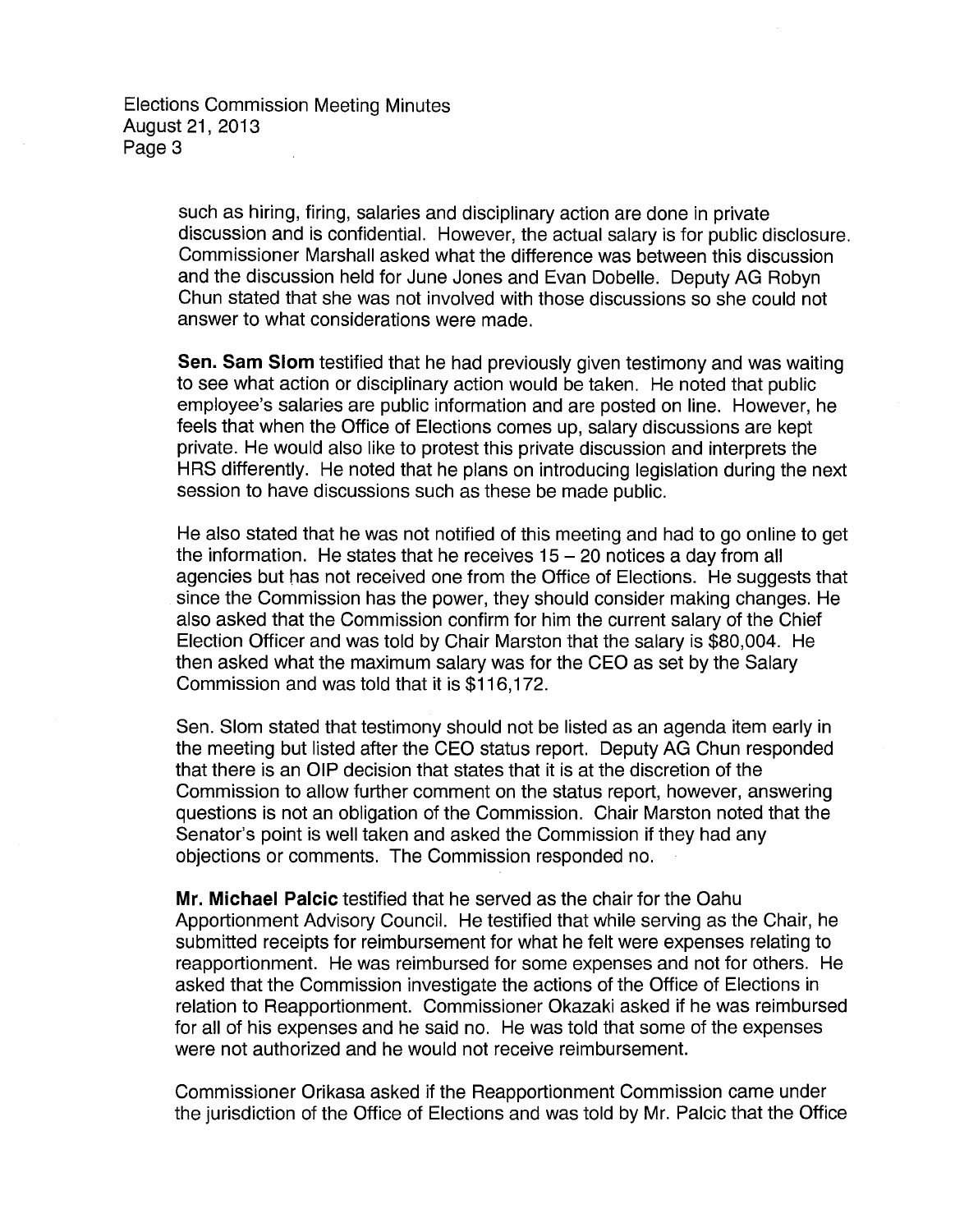such as hiring, firing, salaries and disciplinary action are done in private discussion and is confidential. However, the actual salary is for public disclosure. Commissioner Marshall asked what the difference was between this discussion and the discussion held for June Jones and Evan Dobelle. Deputy AG Robyn Chun stated that she was not involved with those discussions so she could not answer to what considerations were made.

**Sen. Sam Slom** testified that he had previously given testimony and was waiting to see what action or disciplinary action would be taken. He noted that public employee's salaries are public information and are posted on line. However, he feels that when the Office of Elections comes up, salary discussions are kept private. He would also like to protest this private discussion and interprets the HRS differently. He noted that he plans on introducing legislation during the next session to have discussions such as these be made public.

He also stated that he was not notified of this meeting and had to go online to get the information. He states that he receives 15 – 20 notices a day from all agencies but has not received one from the Office of Elections. He suggests that since the Commission has the power, they should consider making changes. He also asked that the Commission confirm for him the current salary of the Chief Election Officer and was told by Chair Marston that the salary is $80,004. He then asked what the maximum salary was for the CEO as set by the Salary Commission and was told that it is $116,172.

Sen. Slom stated that testimony should not be listed as an agenda item early in the meeting but listed after the CEO status report. Deputy AG Chun responded that there is an OIP decision that states that it is at the discretion of the Commission to allow further comment on the status report, however, answering questions is not an obligation of the Commission. Chair Marston noted that the Senator's point is well taken and asked the Commission if they had any objections or comments. The Commission responded no.

**Mr. Michael Palcic** testified that he served as the chair for the Oahu Apportionment Advisory Council. He testified that while serving as the Chair, he submitted receipts for reimbursement for what he felt were expenses relating to reapportionment. He was reimbursed for some expenses and not for others. He asked that the Commission investigate the actions of the Office of Elections in relation to Reapportionment. Commissioner Okazaki asked if he was reimbursed for all of his expenses and he said no. He was told that some of the expenses were not authorized and he would not receive reimbursement.

Commissioner Orikasa asked if the Reapportionment Commission came under the jurisdiction of the Office of Elections and was told by Mr. Palcic that the Office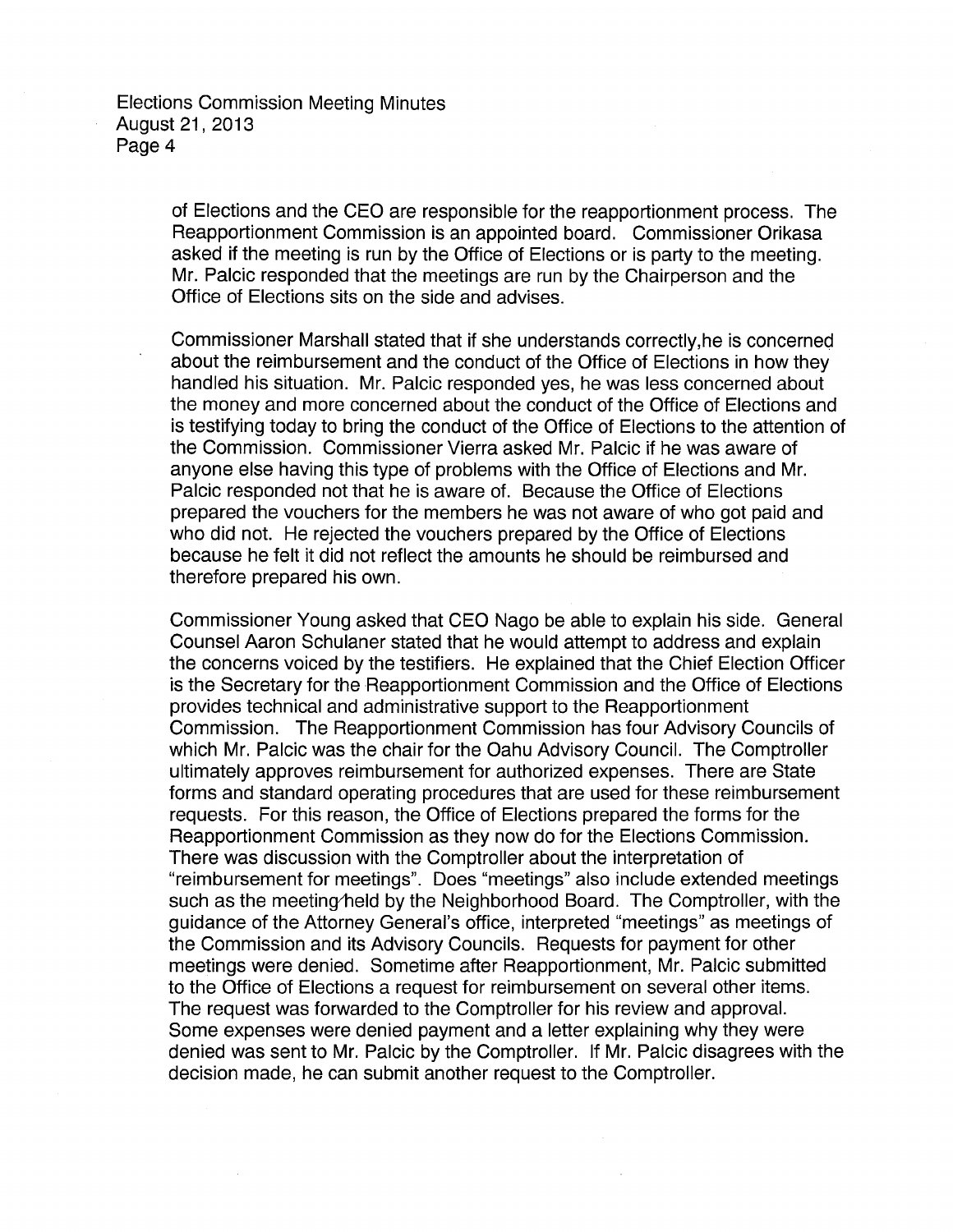of Elections and the CEO are responsible for the reapportionment process. The Reapportionment Commission is an appointed board. Commissioner Orikasa asked if the meeting is run by the Office of Elections or is party to the meeting. Mr. Palcic responded that the meetings are run by the Chairperson and the Office of Elections sits on the side and advises.

Commissioner Marshall stated that if she understands correctly,he is concerned about the reimbursement and the conduct of the Office of Elections in how they handled his situation. Mr. Palcic responded yes, he was less concerned about the money and more concerned about the conduct of the Office of Elections and is testifying today to bring the conduct of the Office of Elections to the attention of the Commission. Commissioner Vierra asked Mr. Palcic if he was aware of anyone else having this type of problems with the Office of Elections and Mr. Palcic responded not that he is aware of. Because the Office of Elections prepared the vouchers for the members he was not aware of who got paid and who did not. He rejected the vouchers prepared by the Office of Elections because he felt it did not reflect the amounts he should be reimbursed and therefore prepared his own.

Commissioner Young asked that CEO Nago be able to explain his side. General Counsel Aaron Schulaner stated that he would attempt to address and explain the concerns voiced by the testifiers. He explained that the Chief Election Officer is the Secretary for the Reapportionment Commission and the Office of Elections provides technical and administrative support to the Reapportionment Commission. The Reapportionment Commission has four Advisory Councils of which Mr. Palcic was the chair for the Oahu Advisory Council. The Comptroller ultimately approves reimbursement for authorized expenses. There are State forms and standard operating procedures that are used for these reimbursement requests. For this reason, the Office of Elections prepared the forms for the Reapportionment Commission as they now do for the Elections Commission. There was discussion with the Comptroller about the interpretation of "reimbursement for meetings". Does "meetings" also include extended meetings such as the meeting held by the Neighborhood Board. The Comptroller, with the guidance of the Attorney General's office, interpreted "meetings" as meetings of the Commission and its Advisory Councils. Requests for payment for other meetings were denied. Sometime after Reapportionment, Mr. Palcic submitted to the Office of Elections a request for reimbursement on several other items. The request was forwarded to the Comptroller for his review and approval. Some expenses were denied payment and a letter explaining why they were denied was sent to Mr. Palcic by the Comptroller. If Mr. Palcic disagrees with the decision made, he can submit another request to the Comptroller.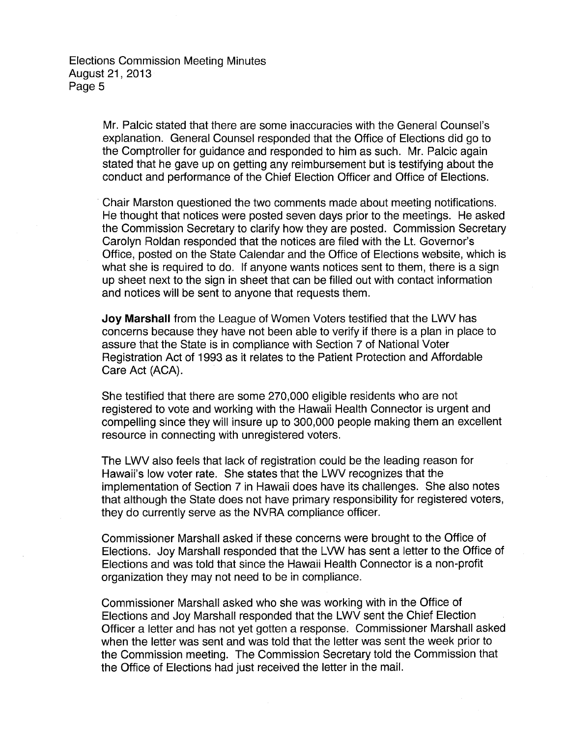Mr. Palcic stated that there are some inaccuracies with the General Counsel's explanation. General Counsel responded that the Office of Elections did go to the Comptroller for guidance and responded to him as such. Mr. Palcic again stated that he gave up on getting any reimbursement but is testifying about the conduct and performance of the Chief Election Officer and Office of Elections.

Chair Marston questioned the two comments made about meeting notifications. He thought that notices were posted seven days prior to the meetings. He asked the Commission Secretary to clarify how they are posted. Commission Secretary Carolyn Roldan responded that the notices are filed with the Lt. Governor's Office, posted on the State Calendar and the Office of Elections website, which is what she is required to do. If anyone wants notices sent to them, there is a sign up sheet next to the sign in sheet that can be filled out with contact information and notices will be sent to anyone that requests them.

**Joy Marshall** from the League of Women Voters testified that the LWV has concerns because they have not been able to verify if there is a plan in place to assure that the State is in compliance with Section 7 of National Voter Registration Act of 1993 as it relates to the Patient Protection and Affordable Care Act (ACA).

She testified that there are some 270,000 eligible residents who are not registered to vote and working with the Hawaii Health Connector is urgent and compelling since they will insure up to 300,000 people making them an excellent resource in connecting with unregistered voters.

The LWV also feels that lack of registration could be the leading reason for Hawaii's low voter rate. She states that the LWV recognizes that the implementation of Section 7 in Hawaii does have its challenges. She also notes that although the State does not have primary responsibility for registered voters, they do currently serve as the NVRA compliance officer.

Commissioner Marshall asked if these concerns were brought to the Office of Elections. Joy Marshall responded that the LVW has sent a letter to the Office of Elections and was told that since the Hawaii Health Connector is a non-profit organization they may not need to be in compliance.

Commissioner Marshall asked who she was working with in the Office of Elections and Joy Marshall responded that the LWV sent the Chief Election Officer a letter and has not yet gotten a response. Commissioner Marshall asked when the letter was sent and was told that the letter was sent the week prior to the Commission meeting. The Commission Secretary told the Commission that the Office of Elections had just received the letter in the mail.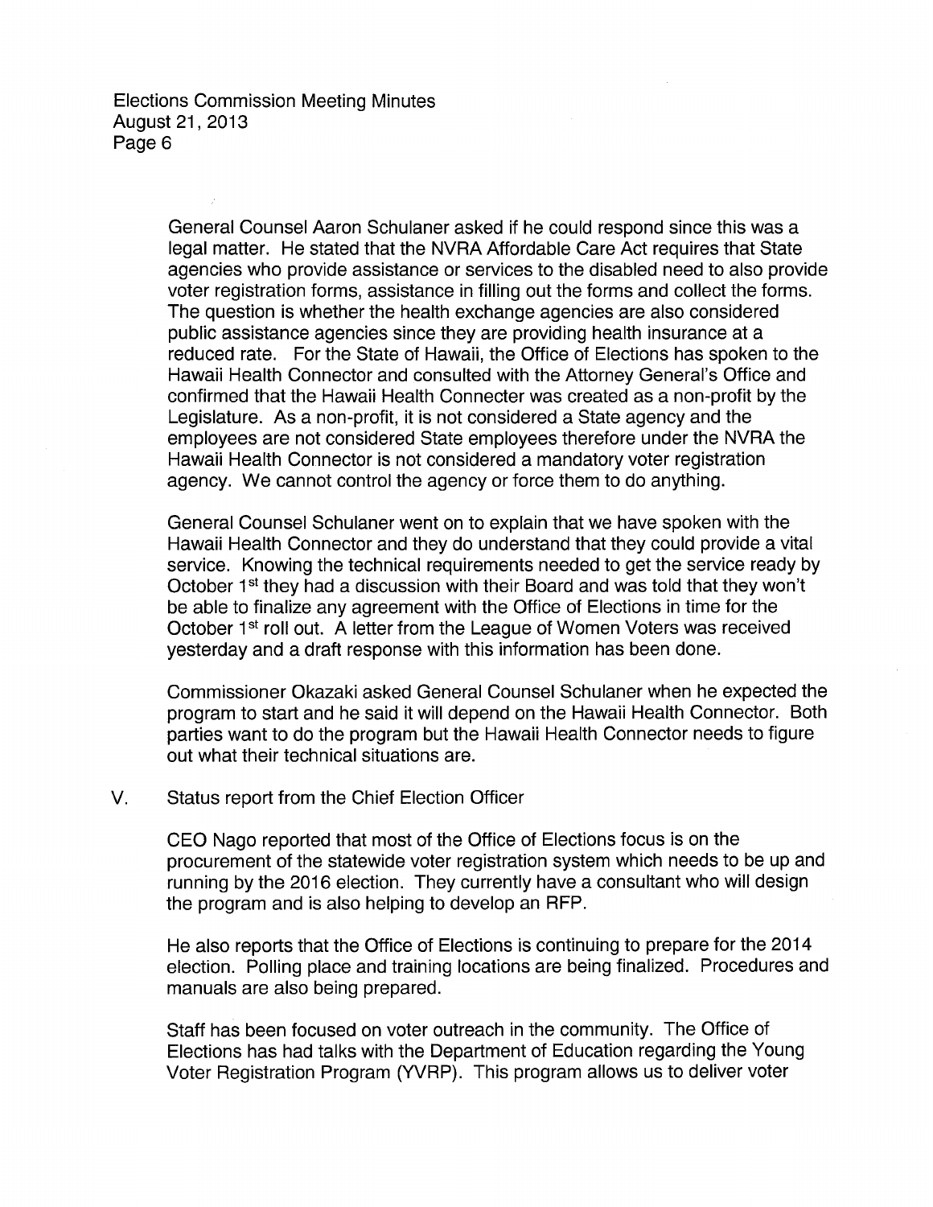General Counsel Aaron Schulaner asked if he could respond since this was a legal matter. He stated that the NVRA Affordable Care Act requires that State agencies who provide assistance or services to the disabled need to also provide voter registration forms, assistance in filling out the forms and collect the forms. The question is whether the health exchange agencies are also considered public assistance agencies since they are providing health insurance at a reduced rate. For the State of Hawaii, the Office of Elections has spoken to the Hawaii Health Connector and consulted with the Attorney General's Office and confirmed that the Hawaii Health Connecter was created as a non-profit by the Legislature. As a non-profit, it is not considered a State agency and the employees are not considered State employees therefore under the NVRA the Hawaii Health Connector is not considered a mandatory voter registration agency. We cannot control the agency or force them to do anything.

General Counsel Schulaner went on to explain that we have spoken with the Hawaii Health Connector and they do understand that they could provide a vital service. Knowing the technical requirements needed to get the service ready by October 1st they had a discussion with their Board and was told that they won't be able to finalize any agreement with the Office of Elections in time for the October 1st roll out. A letter from the League of Women Voters was received yesterday and a draft response with this information has been done.

Commissioner Okazaki asked General Counsel Schulaner when he expected the program to start and he said it will depend on the Hawaii Health Connector. Both parties want to do the program but the Hawaii Health Connector needs to figure out what their technical situations are.

V. Status report from the Chief Election Officer

CEO Nago reported that most of the Office of Elections focus is on the procurement of the statewide voter registration system which needs to be up and running by the 2016 election. They currently have a consultant who will design the program and is also helping to develop an RFP.

He also reports that the Office of Elections is continuing to prepare for the 2014 election. Polling place and training locations are being finalized. Procedures and manuals are also being prepared.

Staff has been focused on voter outreach in the community. The Office of Elections has had talks with the Department of Education regarding the Young Voter Registration Program (YVRP). This program allows us to deliver voter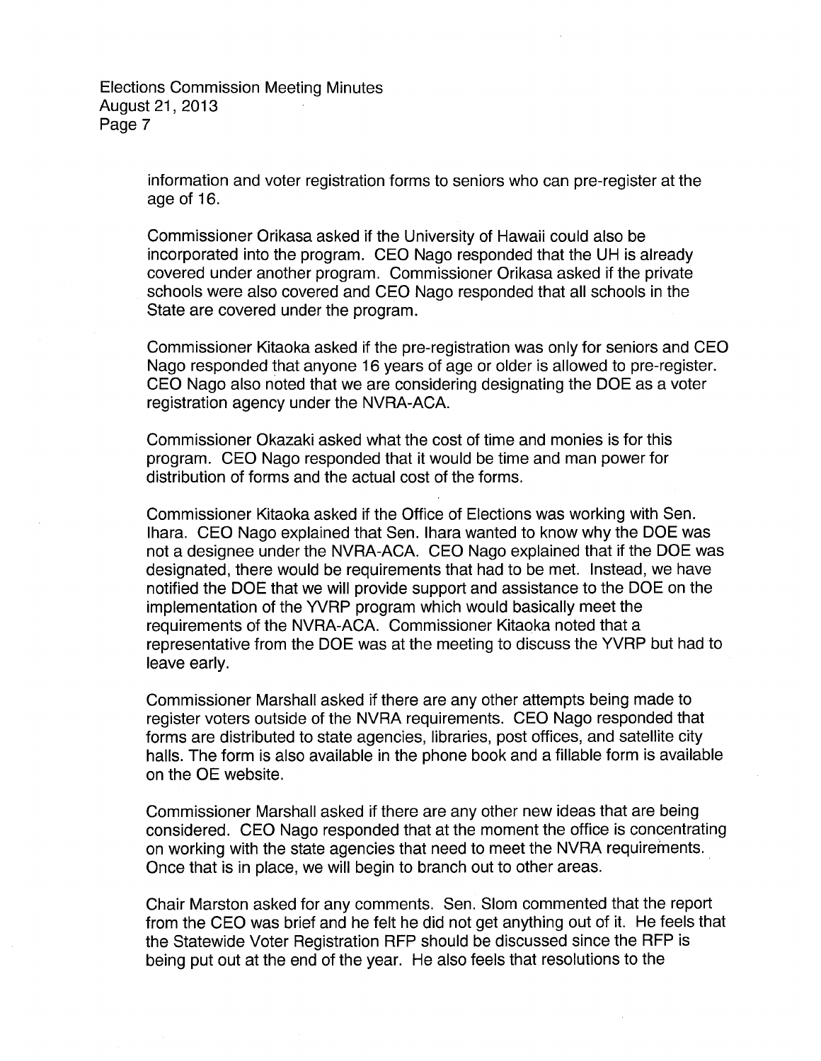information and voter registration forms to seniors who can pre-register at the age of 16.

Commissioner Orikasa asked if the University of Hawaii could also be incorporated into the program. CEO Nago responded that the UH is already covered under another program. Commissioner Orikasa asked if the private schools were also covered and CEO Nago responded that all schools in the State are covered under the program.

Commissioner Kitaoka asked if the pre-registration was only for seniors and CEO Nago responded that anyone 16 years of age or older is allowed to pre-register. CEO Nago also noted that we are considering designating the DOE as a voter registration agency under the NVRA-ACA.

Commissioner Okazaki asked what the cost of time and monies is for this program. CEO Nago responded that it would be time and man power for distribution of forms and the actual cost of the forms.

Commissioner Kitaoka asked if the Office of Elections was working with Sen. Ihara. CEO Nago explained that Sen. Ihara wanted to know why the DOE was not a designee under the NVRA-ACA. CEO Nago explained that if the DOE was designated, there would be requirements that had to be met. Instead, we have notified the DOE that we will provide support and assistance to the DOE on the implementation of the YVRP program which would basically meet the requirements of the NVRA-ACA. Commissioner Kitaoka noted that a representative from the DOE was at the meeting to discuss the YVRP but had to leave early.

Commissioner Marshall asked if there are any other attempts being made to register voters outside of the NVRA requirements. CEO Nago responded that forms are distributed to state agencies, libraries, post offices, and satellite city halls. The form is also available in the phone book and a fillable form is available on the OE website.

Commissioner Marshall asked if there are any other new ideas that are being considered. CEO Nago responded that at the moment the office is concentrating on working with the state agencies that need to meet the NVRA requirements. Once that is in place, we will begin to branch out to other areas.

Chair Marston asked for any comments. Sen. Slom commented that the report from the CEO was brief and he felt he did not get anything out of it. He feels that the Statewide Voter Registration RFP should be discussed since the RFP is being put out at the end of the year. He also feels that resolutions to the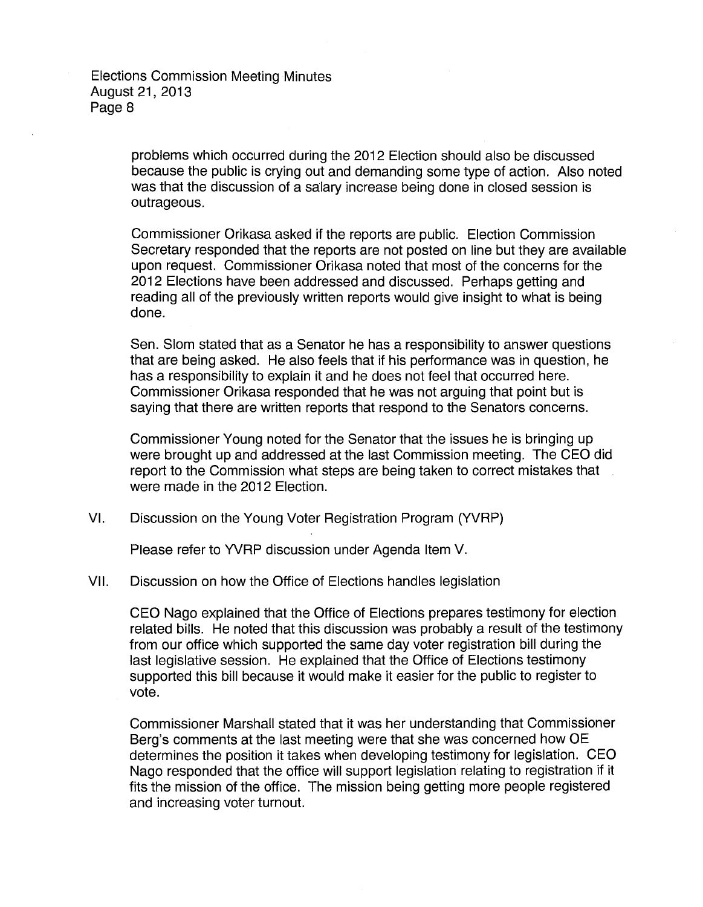problems which occurred during the 2012 Election should also be discussed because the public is crying out and demanding some type of action. Also noted was that the discussion of a salary increase being done in closed session is outrageous.

Commissioner Orikasa asked if the reports are public. Election Commission Secretary responded that the reports are not posted on line but they are available upon request. Commissioner Orikasa noted that most of the concerns for the 2012 Elections have been addressed and discussed. Perhaps getting and reading all of the previously written reports would give insight to what is being done.

Sen. Slom stated that as a Senator he has a responsibility to answer questions that are being asked. He also feels that if his performance was in question, he has a responsibility to explain it and he does not feel that occurred here. Commissioner Orikasa responded that he was not arguing that point but is saying that there are written reports that respond to the Senators concerns.

Commissioner Young noted for the Senator that the issues he is bringing up were brought up and addressed at the last Commission meeting. The CEO did report to the Commission what steps are being taken to correct mistakes that were made in the 2012 Election.

VI. Discussion on the Young Voter Registration Program (YVRP)

Please refer to YVRP discussion under Agenda Item V.

VII. Discussion on how the Office of Elections handles legislation

CEO Nago explained that the Office of Elections prepares testimony for election related bills. He noted that this discussion was probably a result of the testimony from our office which supported the same day voter registration bill during the last legislative session. He explained that the Office of Elections testimony supported this bill because it would make it easier for the public to register to vote.

Commissioner Marshall stated that it was her understanding that Commissioner Berg's comments at the last meeting were that she was concerned how OE determines the position it takes when developing testimony for legislation. CEO Nago responded that the office will support legislation relating to registration if it fits the mission of the office. The mission being getting more people registered and increasing voter turnout.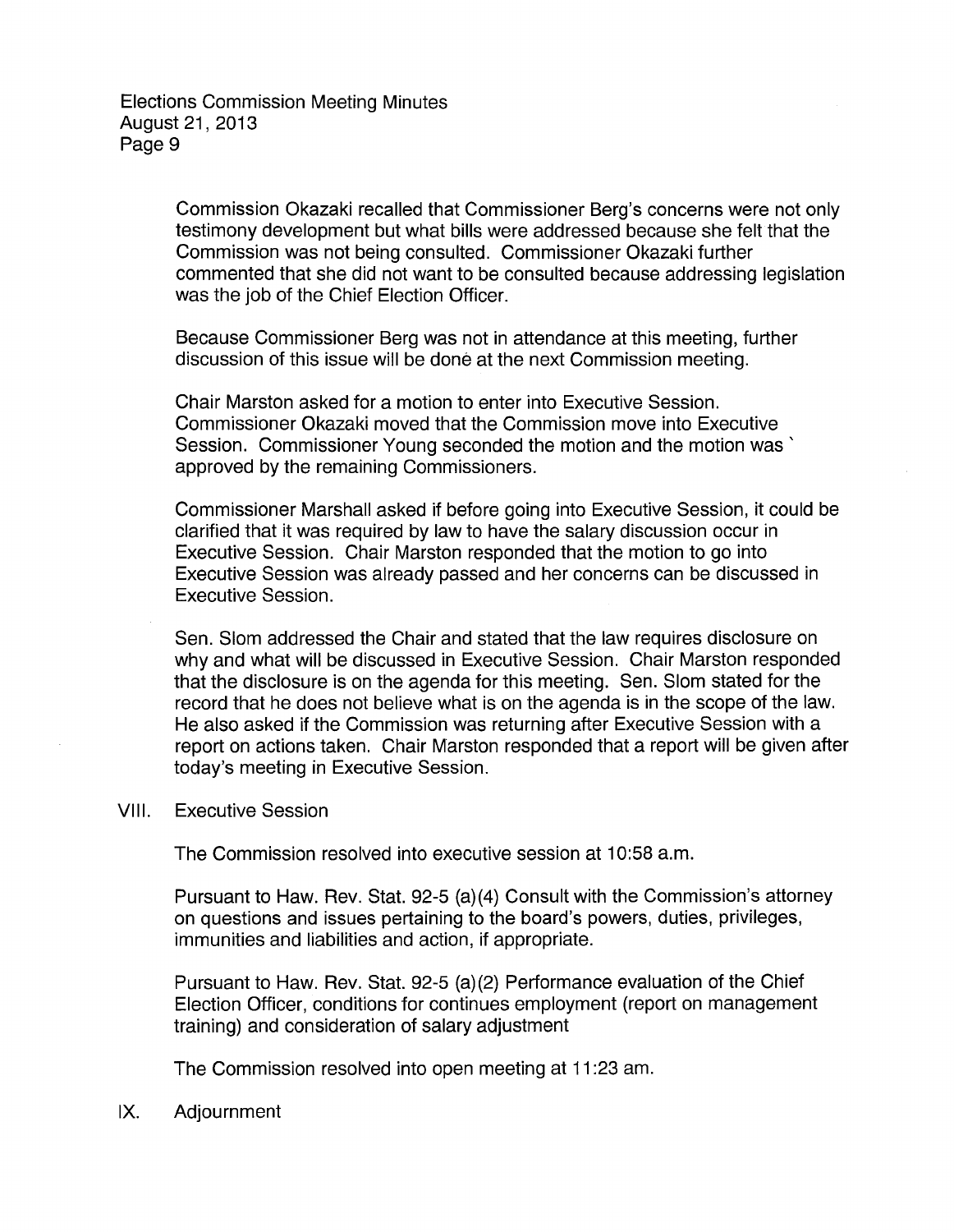Commission Okazaki recalled that Commissioner Berg's concerns were not only testimony development but what bills were addressed because she felt that the Commission was not being consulted. Commissioner Okazaki further commented that she did not want to be consulted because addressing legislation was the job of the Chief Election Officer.

Because Commissioner Berg was not in attendance at this meeting, further discussion of this issue will be done at the next Commission meeting.

Chair Marston asked for a motion to enter into Executive Session. Commissioner Okazaki moved that the Commission move into Executive Session. Commissioner Young seconded the motion and the motion was approved by the remaining Commissioners.

Commissioner Marshall asked if before going into Executive Session, it could be clarified that it was required by law to have the salary discussion occur in Executive Session. Chair Marston responded that the motion to go into Executive Session was already passed and her concerns can be discussed in Executive Session.

Sen. Slom addressed the Chair and stated that the law requires disclosure on why and what will be discussed in Executive Session. Chair Marston responded that the disclosure is on the agenda for this meeting. Sen. Slom stated for the record that he does not believe what is on the agenda is in the scope of the law. He also asked if the Commission was returning after Executive Session with a report on actions taken. Chair Marston responded that a report will be given after today's meeting in Executive Session.

VIII. Executive Session

The Commission resolved into executive session at 10:58 a.m.

Pursuant to Haw. Rev. Stat. 92-5 (a)(4) Consult with the Commission's attorney on questions and issues pertaining to the board's powers, duties, privileges, immunities and liabilities and action, if appropriate.

Pursuant to Haw. Rev. Stat. 92-5 (a)(2) Performance evaluation of the Chief Election Officer, conditions for continues employment (report on management training) and consideration of salary adjustment

The Commission resolved into open meeting at 11:23 am.

IX. Adjournment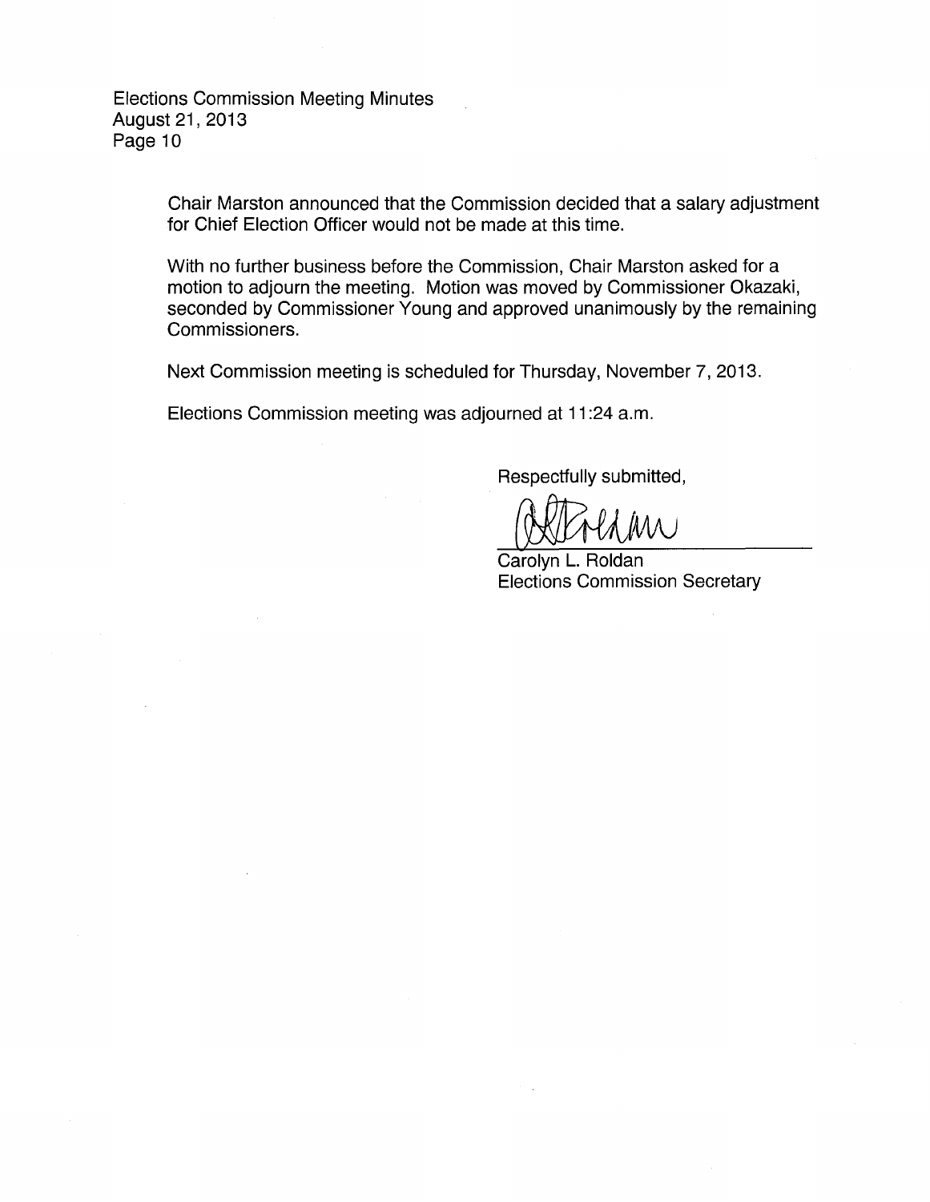Chair Marston announced that the Commission decided that a salary adjustment for Chief Election Officer would not be made at this time.

With no further business before the Commission, Chair Marston asked for a motion to adjourn the meeting. Motion was moved by Commissioner Okazaki, seconded by Commissioner Young and approved unanimously by the remaining Commissioners.

Next Commission meeting is scheduled for Thursday, November 7, 2013.

Elections Commission meeting was adjourned at 11:24 a.m.

Respectfully submitted,

Carolyn L. Roldan
Elections Commission Secretary